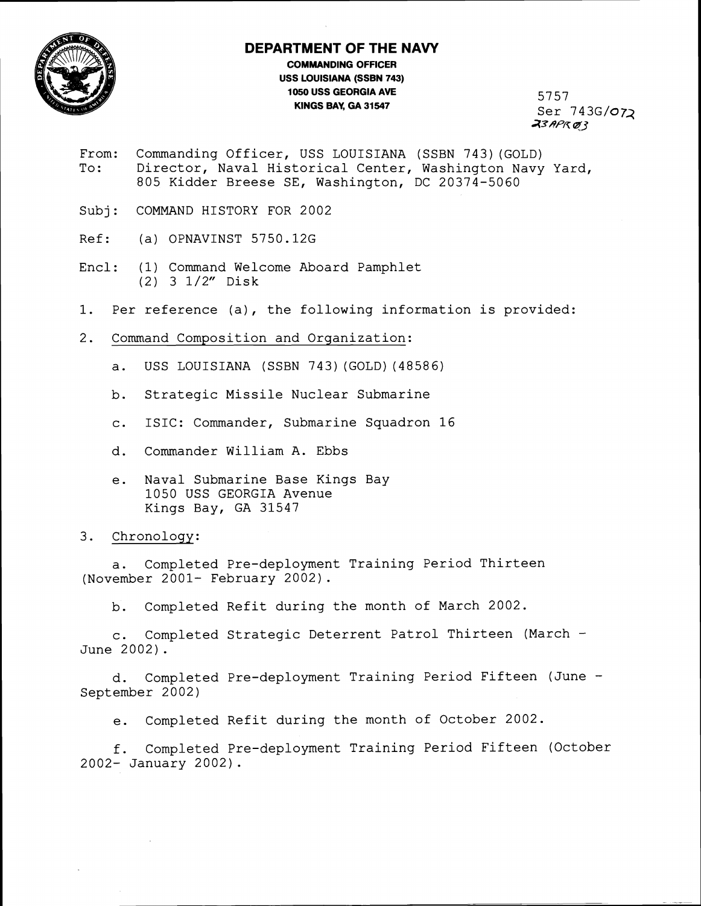**DEPARTMENT OF THE NAVY**

**COMMANDING OFFICER**
**USS LOUISIANA (SSBN 743)**
**1050 USS GEORGIA AVE**
**KINGS BAY, GA 31547**

5757
Ser 743G/072
23APR03

From: Commanding Officer, USS LOUISIANA (SSBN 743)(GOLD)
To: Director, Naval Historical Center, Washington Navy Yard, 805 Kidder Breese SE, Washington, DC 20374-5060

Subj: COMMAND HISTORY FOR 2002

Ref: (a) OPNAVINST 5750.12G

Encl: (1) Command Welcome Aboard Pamphlet
(2) 3 1/2" Disk

1. Per reference (a), the following information is provided:

2. Command Composition and Organization:

   a. USS LOUISIANA (SSBN 743)(GOLD)(48586)

   b. Strategic Missile Nuclear Submarine

   c. ISIC: Commander, Submarine Squadron 16

   d. Commander William A. Ebbs

   e. Naval Submarine Base Kings Bay
   1050 USS GEORGIA Avenue
   Kings Bay, GA 31547

3. Chronology:

   a. Completed Pre-deployment Training Period Thirteen (November 2001- February 2002).

   b. Completed Refit during the month of March 2002.

   c. Completed Strategic Deterrent Patrol Thirteen (March - June 2002).

   d. Completed Pre-deployment Training Period Fifteen (June - September 2002)

   e. Completed Refit during the month of October 2002.

   f. Completed Pre-deployment Training Period Fifteen (October 2002- January 2002).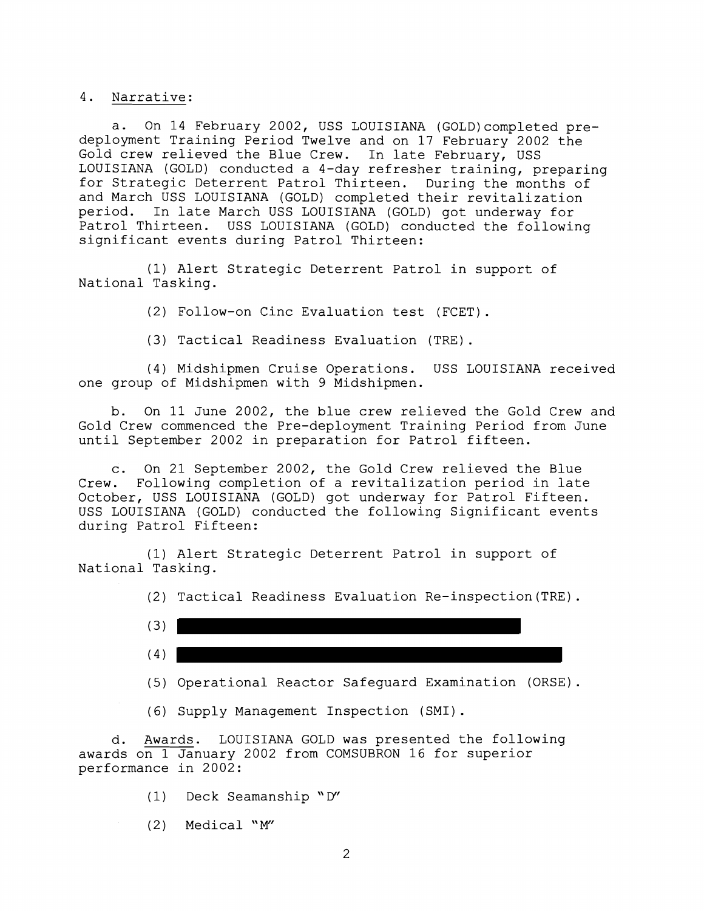4. Narrative:

a. On 14 February 2002, USS LOUISIANA (GOLD)completed pre-deployment Training Period Twelve and on 17 February 2002 the Gold crew relieved the Blue Crew. In late February, USS LOUISIANA (GOLD) conducted a 4-day refresher training, preparing for Strategic Deterrent Patrol Thirteen. During the months of and March USS LOUISIANA (GOLD) completed their revitalization period. In late March USS LOUISIANA (GOLD) got underway for Patrol Thirteen. USS LOUISIANA (GOLD) conducted the following significant events during Patrol Thirteen:

(1) Alert Strategic Deterrent Patrol in support of National Tasking.

(2) Follow-on Cinc Evaluation test (FCET).

(3) Tactical Readiness Evaluation (TRE).

(4) Midshipmen Cruise Operations. USS LOUISIANA received one group of Midshipmen with 9 Midshipmen.

b. On 11 June 2002, the blue crew relieved the Gold Crew and Gold Crew commenced the Pre-deployment Training Period from June until September 2002 in preparation for Patrol fifteen.

c. On 21 September 2002, the Gold Crew relieved the Blue Crew. Following completion of a revitalization period in late October, USS LOUISIANA (GOLD) got underway for Patrol Fifteen. USS LOUISIANA (GOLD) conducted the following Significant events during Patrol Fifteen:

(1) Alert Strategic Deterrent Patrol in support of National Tasking.

(2) Tactical Readiness Evaluation Re-inspection(TRE).

(3) [REDACTED]

(4) [REDACTED]

(5) Operational Reactor Safeguard Examination (ORSE).

(6) Supply Management Inspection (SMI).

d. Awards. LOUISIANA GOLD was presented the following awards on 1 January 2002 from COMSUBRON 16 for superior performance in 2002:

(1) Deck Seamanship "D"

(2) Medical "M"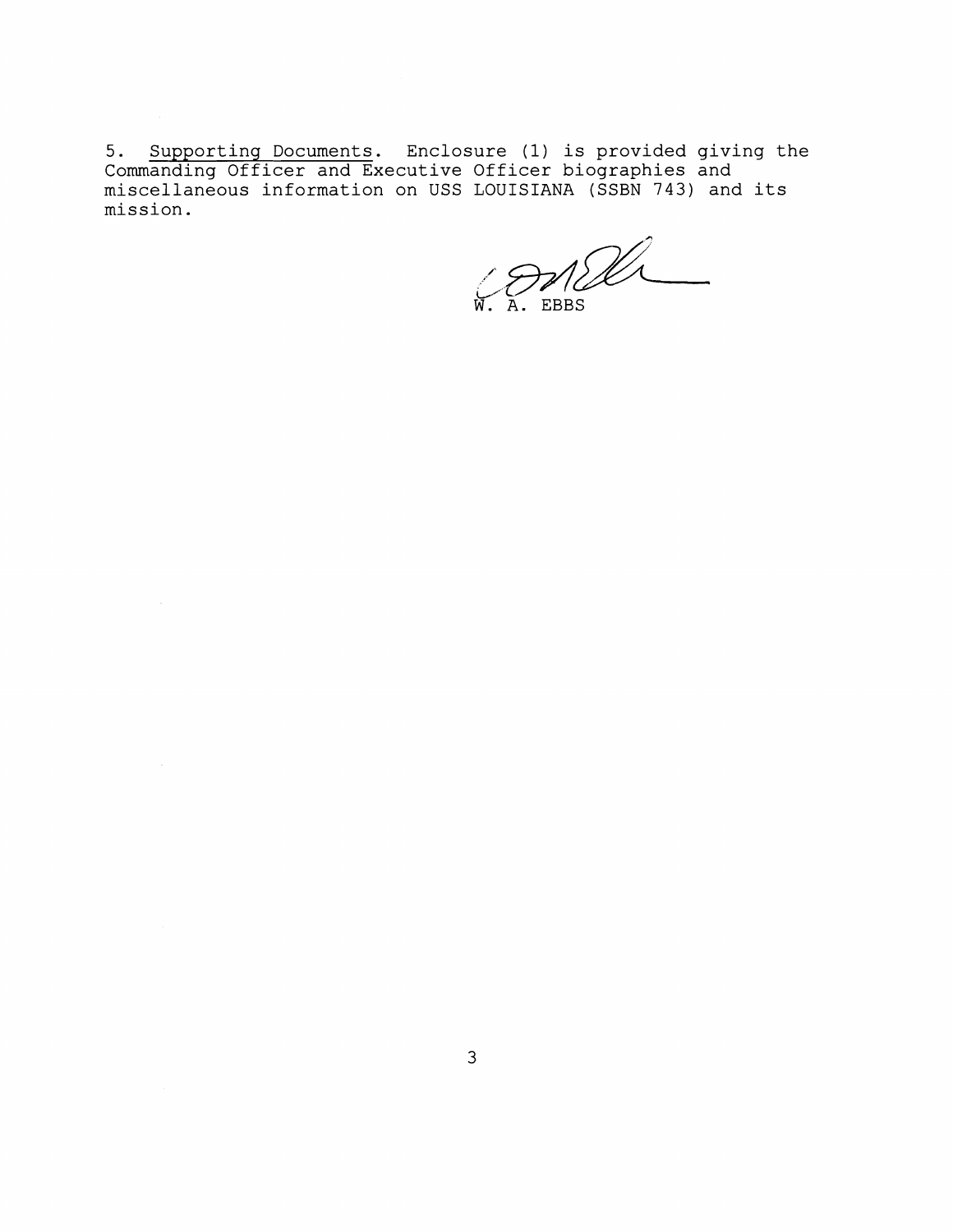5. Supporting Documents. Enclosure (1) is provided giving the Commanding Officer and Executive Officer biographies and miscellaneous information on USS LOUISIANA (SSBN 743) and its mission.

W. A. EBBS